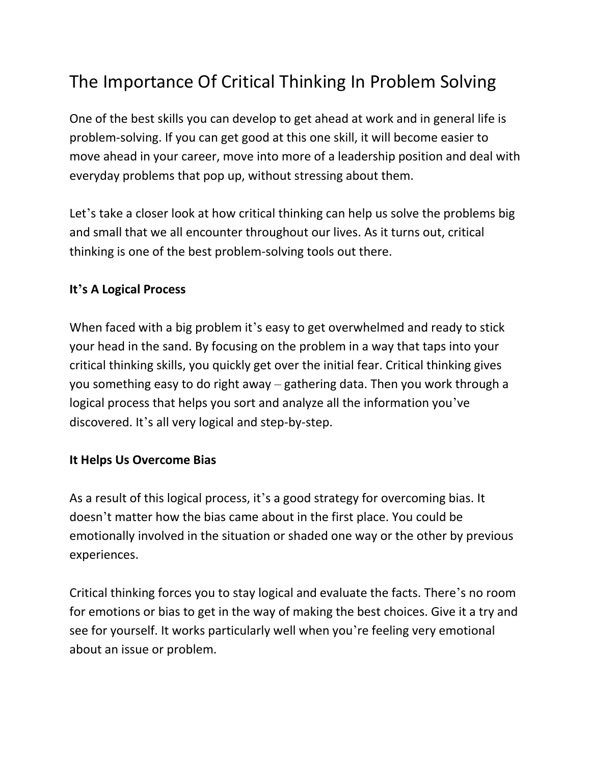# The Importance Of Critical Thinking In Problem Solving

One of the best skills you can develop to get ahead at work and in general life is problem-solving. If you can get good at this one skill, it will become easier to move ahead in your career, move into more of a leadership position and deal with everyday problems that pop up, without stressing about them.

Let's take a closer look at how critical thinking can help us solve the problems big and small that we all encounter throughout our lives. As it turns out, critical thinking is one of the best problem-solving tools out there.

**It's A Logical Process**

When faced with a big problem it's easy to get overwhelmed and ready to stick your head in the sand. By focusing on the problem in a way that taps into your critical thinking skills, you quickly get over the initial fear. Critical thinking gives you something easy to do right away – gathering data. Then you work through a logical process that helps you sort and analyze all the information you've discovered. It's all very logical and step-by-step.

**It Helps Us Overcome Bias**

As a result of this logical process, it's a good strategy for overcoming bias. It doesn't matter how the bias came about in the first place. You could be emotionally involved in the situation or shaded one way or the other by previous experiences.

Critical thinking forces you to stay logical and evaluate the facts. There's no room for emotions or bias to get in the way of making the best choices. Give it a try and see for yourself. It works particularly well when you're feeling very emotional about an issue or problem.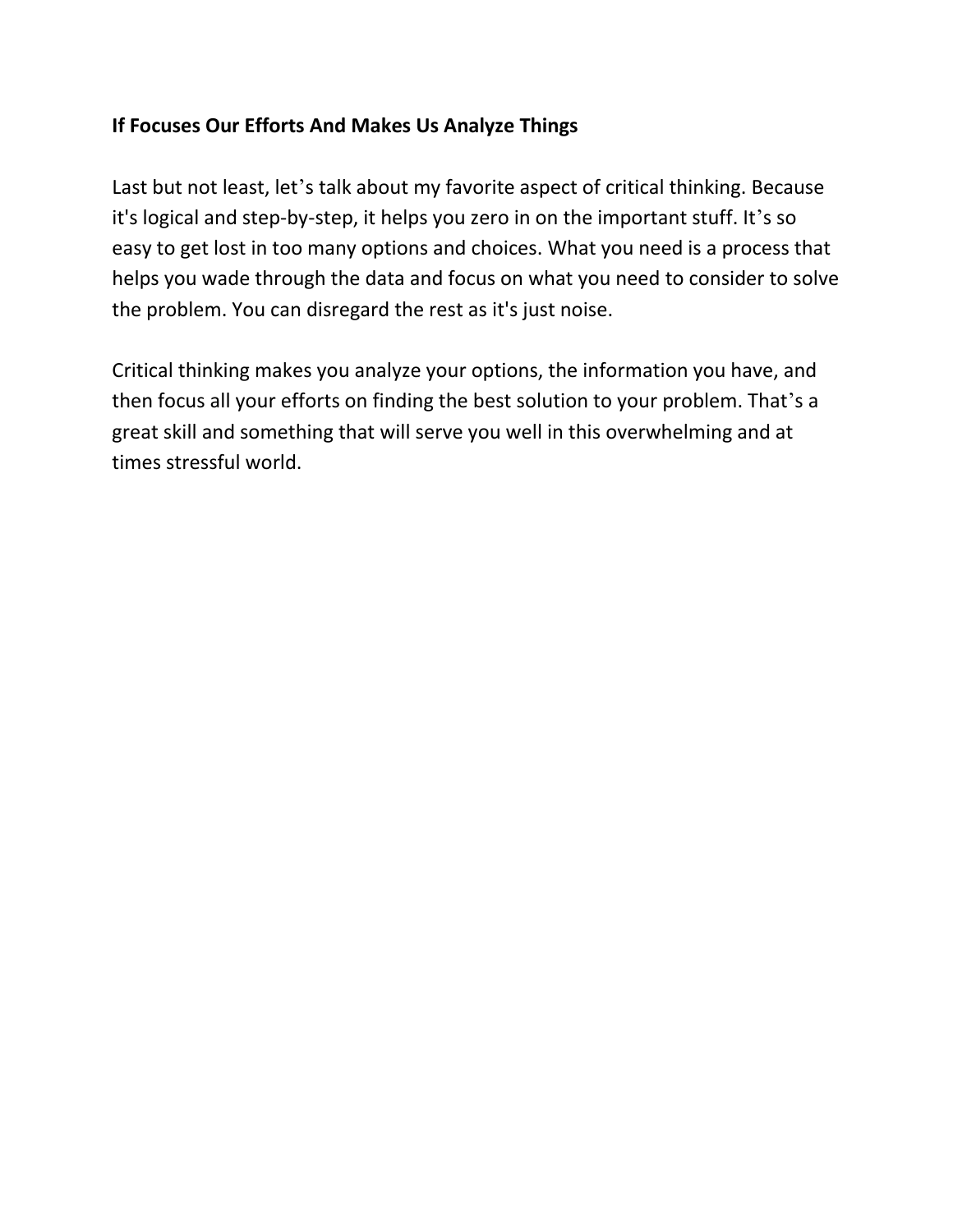**If Focuses Our Efforts And Makes Us Analyze Things**

Last but not least, let's talk about my favorite aspect of critical thinking. Because it's logical and step-by-step, it helps you zero in on the important stuff. It's so easy to get lost in too many options and choices. What you need is a process that helps you wade through the data and focus on what you need to consider to solve the problem. You can disregard the rest as it's just noise.

Critical thinking makes you analyze your options, the information you have, and then focus all your efforts on finding the best solution to your problem. That's a great skill and something that will serve you well in this overwhelming and at times stressful world.